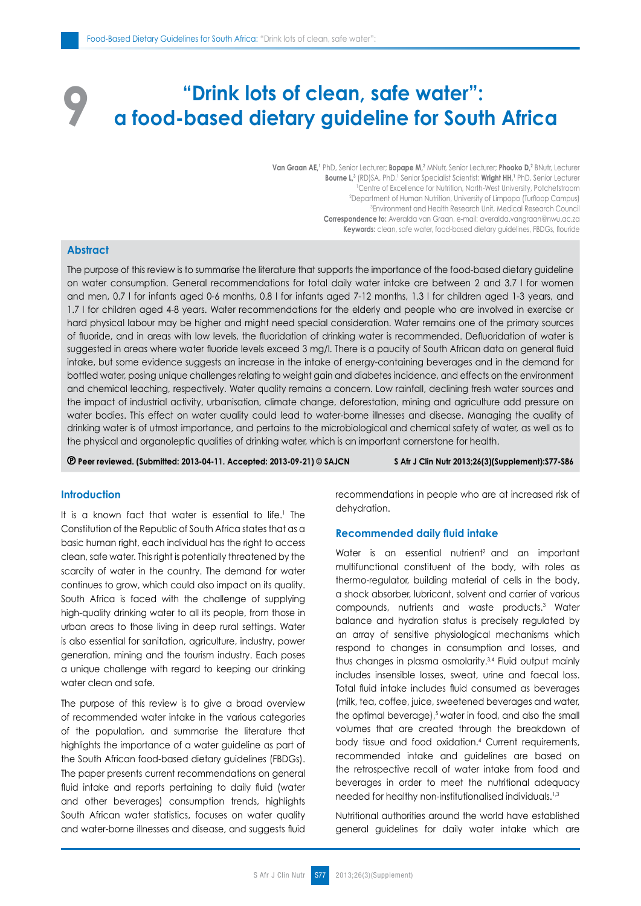# 9 "Drink lots of clean, safe water": a food-based dietary guideline for South Africa

**Van Graan AE**,[1] PhD, Senior Lecturer; **Bopape M**,[2] MNutr, Senior Lecturer; **Phooko D**,[2] BNutr, Lecturer
**Bourne L**,[3] (RD)SA, PhD,[1] Senior Specialist Scientist; **Wright HH**,[1] PhD, Senior Lecturer
[1]Centre of Excellence for Nutrition, North-West University, Potchefstroom
[2]Department of Human Nutrition, University of Limpopo (Turfloop Campus)
[3]Environment and Health Research Unit, Medical Research Council
**Correspondence to:** Averalda van Graan, e-mail: averalda.vangraan@nwu.ac.za
**Keywords:** clean, safe water, food-based dietary guidelines, FBDGs, flouride

## Abstract

The purpose of this review is to summarise the literature that supports the importance of the food-based dietary guideline on water consumption. General recommendations for total daily water intake are between 2 and 3.7 l for women and men, 0.7 l for infants aged 0-6 months, 0.8 l for infants aged 7-12 months, 1.3 l for children aged 1-3 years, and 1.7 l for children aged 4-8 years. Water recommendations for the elderly and people who are involved in exercise or hard physical labour may be higher and might need special consideration. Water remains one of the primary sources of fluoride, and in areas with low levels, the fluoridation of drinking water is recommended. Defluoridation of water is suggested in areas where water fluoride levels exceed 3 mg/l. There is a paucity of South African data on general fluid intake, but some evidence suggests an increase in the intake of energy-containing beverages and in the demand for bottled water, posing unique challenges relating to weight gain and diabetes incidence, and effects on the environment and chemical leaching, respectively. Water quality remains a concern. Low rainfall, declining fresh water sources and the impact of industrial activity, urbanisation, climate change, deforestation, mining and agriculture add pressure on water bodies. This effect on water quality could lead to water-borne illnesses and disease. Managing the quality of drinking water is of utmost importance, and pertains to the microbiological and chemical safety of water, as well as to the physical and organoleptic qualities of drinking water, which is an important cornerstone for health.

**Ⓟ Peer reviewed. (Submitted: 2013-04-11. Accepted: 2013-09-21) © SAJCN**

## Introduction

It is a known fact that water is essential to life.[1] The Constitution of the Republic of South Africa states that as a basic human right, each individual has the right to access clean, safe water. This right is potentially threatened by the scarcity of water in the country. The demand for water continues to grow, which could also impact on its quality. South Africa is faced with the challenge of supplying high-quality drinking water to all its people, from those in urban areas to those living in deep rural settings. Water is also essential for sanitation, agriculture, industry, power generation, mining and the tourism industry. Each poses a unique challenge with regard to keeping our drinking water clean and safe.

The purpose of this review is to give a broad overview of recommended water intake in the various categories of the population, and summarise the literature that highlights the importance of a water guideline as part of the South African food-based dietary guidelines (FBDGs). The paper presents current recommendations on general fluid intake and reports pertaining to daily fluid (water and other beverages) consumption trends, highlights South African water statistics, focuses on water quality and water-borne illnesses and disease, and suggests fluid recommendations in people who are at increased risk of dehydration.

### Recommended daily fluid intake

Water is an essential nutrient[2] and an important multifunctional constituent of the body, with roles as thermo-regulator, building material of cells in the body, a shock absorber, lubricant, solvent and carrier of various compounds, nutrients and waste products.[3] Water balance and hydration status is precisely regulated by an array of sensitive physiological mechanisms which respond to changes in consumption and losses, and thus changes in plasma osmolarity.[3,4] Fluid output mainly includes insensible losses, sweat, urine and faecal loss. Total fluid intake includes fluid consumed as beverages (milk, tea, coffee, juice, sweetened beverages and water, the optimal beverage),[5] water in food, and also the small volumes that are created through the breakdown of body tissue and food oxidation.[4] Current requirements, recommended intake and guidelines are based on the retrospective recall of water intake from food and beverages in order to meet the nutritional adequacy needed for healthy non-institutionalised individuals.[1,3]

Nutritional authorities around the world have established general guidelines for daily water intake which are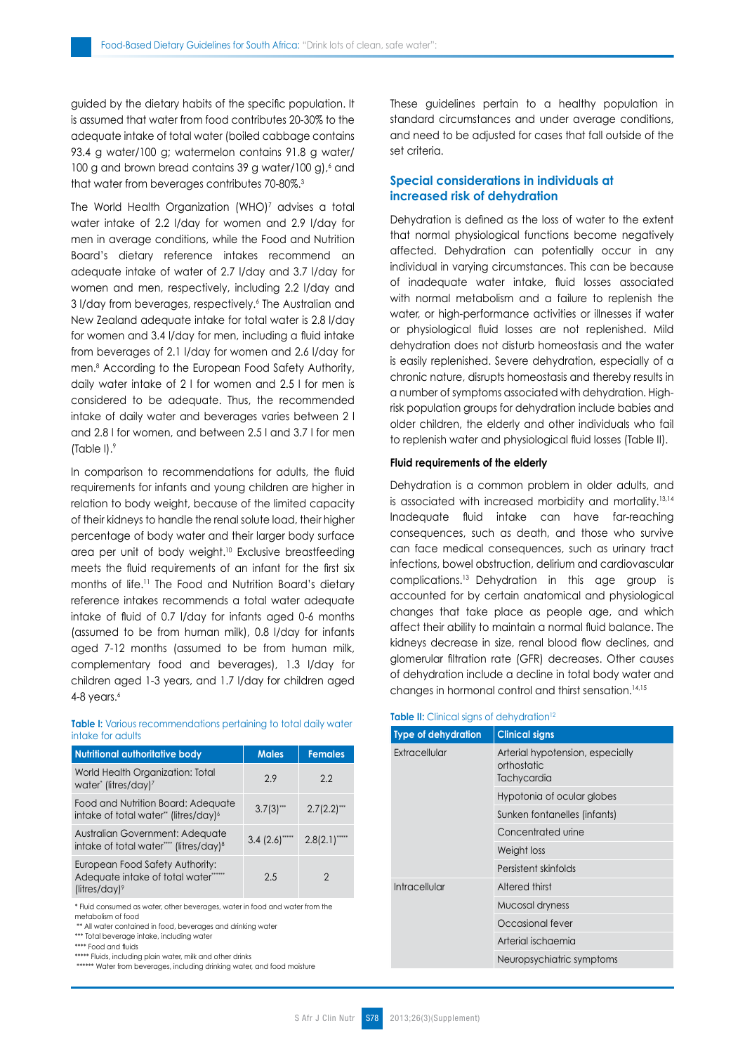guided by the dietary habits of the specific population. It is assumed that water from food contributes 20-30% to the adequate intake of total water (boiled cabbage contains 93.4 g water/100 g; watermelon contains 91.8 g water/ 100 g and brown bread contains 39 g water/100 g),[6] and that water from beverages contributes 70-80%.[3]

The World Health Organization (WHO)[7] advises a total water intake of 2.2 l/day for women and 2.9 l/day for men in average conditions, while the Food and Nutrition Board's dietary reference intakes recommend an adequate intake of water of 2.7 l/day and 3.7 l/day for women and men, respectively, including 2.2 l/day and 3 l/day from beverages, respectively.[6] The Australian and New Zealand adequate intake for total water is 2.8 l/day for women and 3.4 l/day for men, including a fluid intake from beverages of 2.1 l/day for women and 2.6 l/day for men.[8] According to the European Food Safety Authority, daily water intake of 2 l for women and 2.5 l for men is considered to be adequate. Thus, the recommended intake of daily water and beverages varies between 2 l and 2.8 l for women, and between 2.5 l and 3.7 l for men (Table I).[9]

In comparison to recommendations for adults, the fluid requirements for infants and young children are higher in relation to body weight, because of the limited capacity of their kidneys to handle the renal solute load, their higher percentage of body water and their larger body surface area per unit of body weight.[10] Exclusive breastfeeding meets the fluid requirements of an infant for the first six months of life.[11] The Food and Nutrition Board's dietary reference intakes recommends a total water adequate intake of fluid of 0.7 l/day for infants aged 0-6 months (assumed to be from human milk), 0.8 l/day for infants aged 7-12 months (assumed to be from human milk, complementary food and beverages), 1.3 l/day for children aged 1-3 years, and 1.7 l/day for children aged 4-8 years.[6]

**Table I:** Various recommendations pertaining to total daily water intake for adults

| Nutritional authoritative body | Males | Females |
|---|---|---|
| World Health Organization: Total water* (litres/day)[7] | 2.9 | 2.2 |
| Food and Nutrition Board: Adequate intake of total water** (litres/day)[6] | 3.7(3)*** | 2.7(2.2)*** |
| Australian Government: Adequate intake of total water**** (litres/day)[8] | 3.4 (2.6)***** | 2.8(2.1)***** |
| European Food Safety Authority: Adequate intake of total water****** (litres/day)[9] | 2.5 | 2 |

\* Fluid consumed as water, other beverages, water in food and water from the metabolism of food
** All water contained in food, beverages and drinking water
*** Total beverage intake, including water
**** Food and fluids
***** Fluids, including plain water, milk and other drinks
****** Water from beverages, including drinking water, and food moisture

These guidelines pertain to a healthy population in standard circumstances and under average conditions, and need to be adjusted for cases that fall outside of the set criteria.

## Special considerations in individuals at increased risk of dehydration

Dehydration is defined as the loss of water to the extent that normal physiological functions become negatively affected. Dehydration can potentially occur in any individual in varying circumstances. This can be because of inadequate water intake, fluid losses associated with normal metabolism and a failure to replenish the water, or high-performance activities or illnesses if water or physiological fluid losses are not replenished. Mild dehydration does not disturb homeostasis and the water is easily replenished. Severe dehydration, especially of a chronic nature, disrupts homeostasis and thereby results in a number of symptoms associated with dehydration. High-risk population groups for dehydration include babies and older children, the elderly and other individuals who fail to replenish water and physiological fluid losses (Table II).

### Fluid requirements of the elderly

Dehydration is a common problem in older adults, and is associated with increased morbidity and mortality.[13,14] Inadequate fluid intake can have far-reaching consequences, such as death, and those who survive can face medical consequences, such as urinary tract infections, bowel obstruction, delirium and cardiovascular complications.[13] Dehydration in this age group is accounted for by certain anatomical and physiological changes that take place as people age, and which affect their ability to maintain a normal fluid balance. The kidneys decrease in size, renal blood flow declines, and glomerular filtration rate (GFR) decreases. Other causes of dehydration include a decline in total body water and changes in hormonal control and thirst sensation.[14,15]

**Table II:** Clinical signs of dehydration[12]

| Type of dehydration | Clinical signs |
|---|---|
| Extracellular | Arterial hypotension, especially orthostatic Tachycardia |
| | Hypotonia of ocular globes |
| | Sunken fontanelles (infants) |
| | Concentrated urine |
| | Weight loss |
| | Persistent skinfolds |
| Intracellular | Altered thirst |
| | Mucosal dryness |
| | Occasional fever |
| | Arterial ischaemia |
| | Neuropsychiatric symptoms |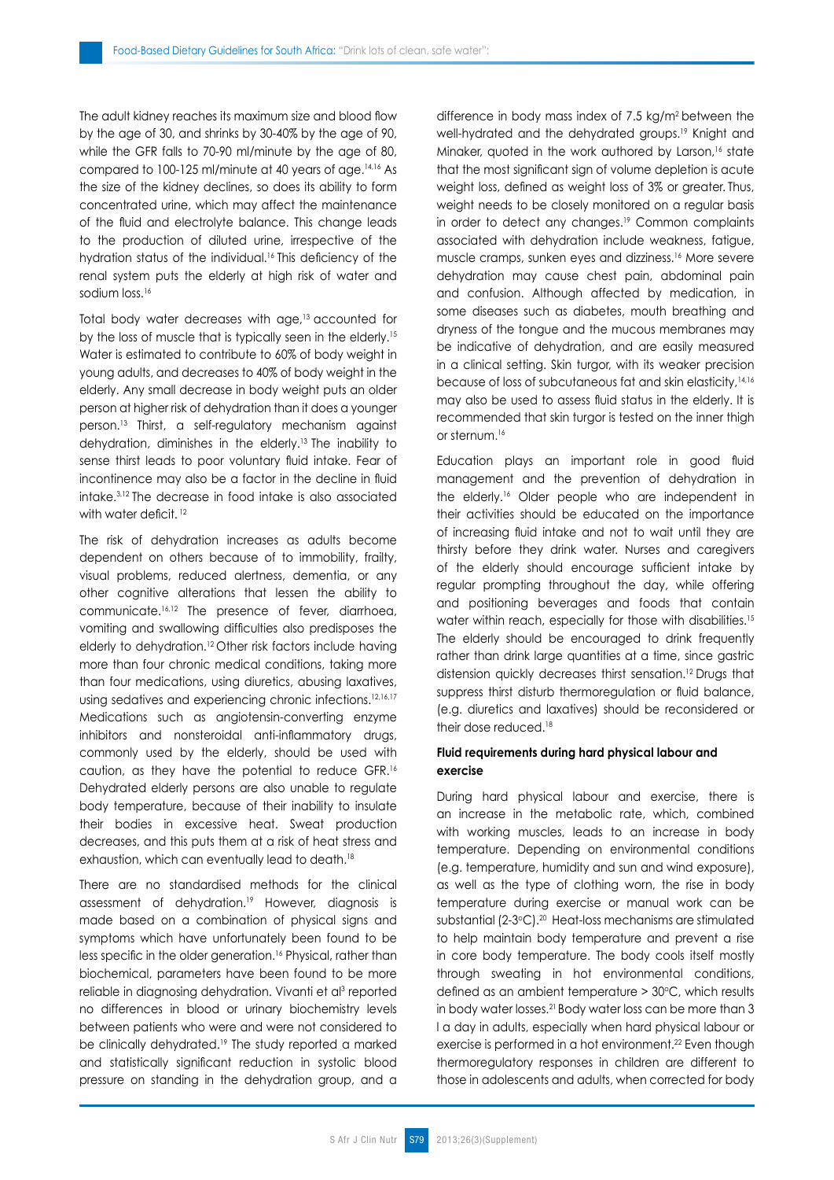The adult kidney reaches its maximum size and blood flow by the age of 30, and shrinks by 30-40% by the age of 90, while the GFR falls to 70-90 ml/minute by the age of 80, compared to 100-125 ml/minute at 40 years of age.[14,16] As the size of the kidney declines, so does its ability to form concentrated urine, which may affect the maintenance of the fluid and electrolyte balance. This change leads to the production of diluted urine, irrespective of the hydration status of the individual.[16] This deficiency of the renal system puts the elderly at high risk of water and sodium loss.[16]

Total body water decreases with age,[13] accounted for by the loss of muscle that is typically seen in the elderly.[15] Water is estimated to contribute to 60% of body weight in young adults, and decreases to 40% of body weight in the elderly. Any small decrease in body weight puts an older person at higher risk of dehydration than it does a younger person.[13] Thirst, a self-regulatory mechanism against dehydration, diminishes in the elderly.[13] The inability to sense thirst leads to poor voluntary fluid intake. Fear of incontinence may also be a factor in the decline in fluid intake.[3,12] The decrease in food intake is also associated with water deficit.[12]

The risk of dehydration increases as adults become dependent on others because of to immobility, frailty, visual problems, reduced alertness, dementia, or any other cognitive alterations that lessen the ability to communicate.[16,12] The presence of fever, diarrhoea, vomiting and swallowing difficulties also predisposes the elderly to dehydration.[12] Other risk factors include having more than four chronic medical conditions, taking more than four medications, using diuretics, abusing laxatives, using sedatives and experiencing chronic infections.[12,16,17] Medications such as angiotensin-converting enzyme inhibitors and nonsteroidal anti-inflammatory drugs, commonly used by the elderly, should be used with caution, as they have the potential to reduce GFR.[16] Dehydrated elderly persons are also unable to regulate body temperature, because of their inability to insulate their bodies in excessive heat. Sweat production decreases, and this puts them at a risk of heat stress and exhaustion, which can eventually lead to death.[18]

There are no standardised methods for the clinical assessment of dehydration.[19] However, diagnosis is made based on a combination of physical signs and symptoms which have unfortunately been found to be less specific in the older generation.[16] Physical, rather than biochemical, parameters have been found to be more reliable in diagnosing dehydration. Vivanti et al[3] reported no differences in blood or urinary biochemistry levels between patients who were and were not considered to be clinically dehydrated.[19] The study reported a marked and statistically significant reduction in systolic blood pressure on standing in the dehydration group, and a difference in body mass index of 7.5 kg/m$^2$ between the well-hydrated and the dehydrated groups.[19] Knight and Minaker, quoted in the work authored by Larson,[16] state that the most significant sign of volume depletion is acute weight loss, defined as weight loss of 3% or greater. Thus, weight needs to be closely monitored on a regular basis in order to detect any changes.[19] Common complaints associated with dehydration include weakness, fatigue, muscle cramps, sunken eyes and dizziness.[16] More severe dehydration may cause chest pain, abdominal pain and confusion. Although affected by medication, in some diseases such as diabetes, mouth breathing and dryness of the tongue and the mucous membranes may be indicative of dehydration, and are easily measured in a clinical setting. Skin turgor, with its weaker precision because of loss of subcutaneous fat and skin elasticity,[14,16] may also be used to assess fluid status in the elderly. It is recommended that skin turgor is tested on the inner thigh or sternum.[16]

Education plays an important role in good fluid management and the prevention of dehydration in the elderly.[16] Older people who are independent in their activities should be educated on the importance of increasing fluid intake and not to wait until they are thirsty before they drink water. Nurses and caregivers of the elderly should encourage sufficient intake by regular prompting throughout the day, while offering and positioning beverages and foods that contain water within reach, especially for those with disabilities.[15] The elderly should be encouraged to drink frequently rather than drink large quantities at a time, since gastric distension quickly decreases thirst sensation.[12] Drugs that suppress thirst disturb thermoregulation or fluid balance, (e.g. diuretics and laxatives) should be reconsidered or their dose reduced.[18]

#### Fluid requirements during hard physical labour and exercise

During hard physical labour and exercise, there is an increase in the metabolic rate, which, combined with working muscles, leads to an increase in body temperature. Depending on environmental conditions (e.g. temperature, humidity and sun and wind exposure), as well as the type of clothing worn, the rise in body temperature during exercise or manual work can be substantial (2-3°C).[20] Heat-loss mechanisms are stimulated to help maintain body temperature and prevent a rise in core body temperature. The body cools itself mostly through sweating in hot environmental conditions, defined as an ambient temperature > 30°C, which results in body water losses.[21] Body water loss can be more than 3 l a day in adults, especially when hard physical labour or exercise is performed in a hot environment.[22] Even though thermoregulatory responses in children are different to those in adolescents and adults, when corrected for body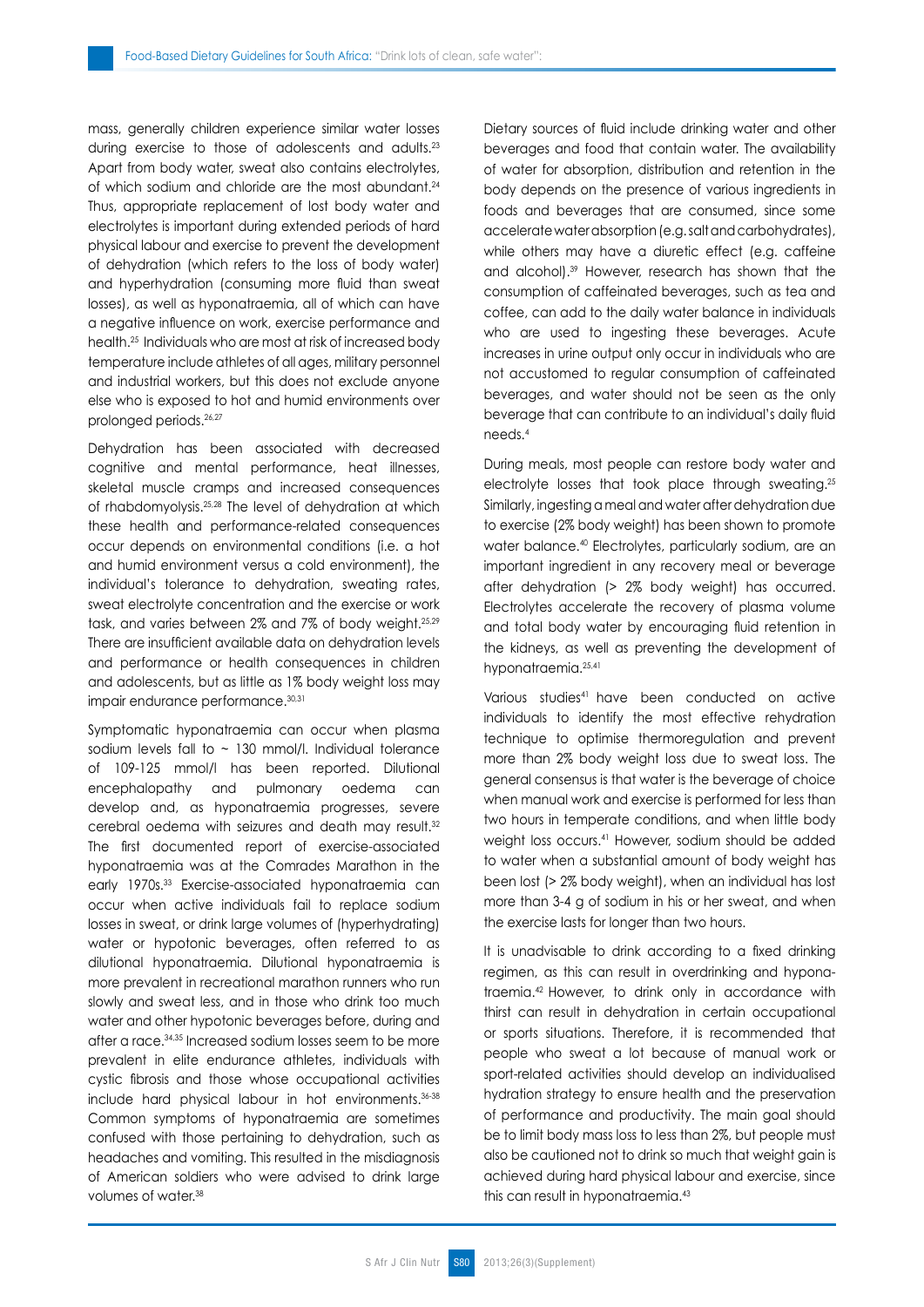mass, generally children experience similar water losses during exercise to those of adolescents and adults.[23] Apart from body water, sweat also contains electrolytes, of which sodium and chloride are the most abundant.[24] Thus, appropriate replacement of lost body water and electrolytes is important during extended periods of hard physical labour and exercise to prevent the development of dehydration (which refers to the loss of body water) and hyperhydration (consuming more fluid than sweat losses), as well as hyponatraemia, all of which can have a negative influence on work, exercise performance and health.[25] Individuals who are most at risk of increased body temperature include athletes of all ages, military personnel and industrial workers, but this does not exclude anyone else who is exposed to hot and humid environments over prolonged periods.[26,27]

Dehydration has been associated with decreased cognitive and mental performance, heat illnesses, skeletal muscle cramps and increased consequences of rhabdomyolysis.[25,28] The level of dehydration at which these health and performance-related consequences occur depends on environmental conditions (i.e. a hot and humid environment versus a cold environment), the individual's tolerance to dehydration, sweating rates, sweat electrolyte concentration and the exercise or work task, and varies between 2% and 7% of body weight.[25,29] There are insufficient available data on dehydration levels and performance or health consequences in children and adolescents, but as little as 1% body weight loss may impair endurance performance.[30,31]

Symptomatic hyponatraemia can occur when plasma sodium levels fall to ~ 130 mmol/l. Individual tolerance of 109-125 mmol/l has been reported. Dilutional encephalopathy and pulmonary oedema can develop and, as hyponatraemia progresses, severe cerebral oedema with seizures and death may result.[32] The first documented report of exercise-associated hyponatraemia was at the Comrades Marathon in the early 1970s.[33] Exercise-associated hyponatraemia can occur when active individuals fail to replace sodium losses in sweat, or drink large volumes of (hyperhydrating) water or hypotonic beverages, often referred to as dilutional hyponatraemia. Dilutional hyponatraemia is more prevalent in recreational marathon runners who run slowly and sweat less, and in those who drink too much water and other hypotonic beverages before, during and after a race.[34,35] Increased sodium losses seem to be more prevalent in elite endurance athletes, individuals with cystic fibrosis and those whose occupational activities include hard physical labour in hot environments.[36-38] Common symptoms of hyponatraemia are sometimes confused with those pertaining to dehydration, such as headaches and vomiting. This resulted in the misdiagnosis of American soldiers who were advised to drink large volumes of water.[38]

Dietary sources of fluid include drinking water and other beverages and food that contain water. The availability of water for absorption, distribution and retention in the body depends on the presence of various ingredients in foods and beverages that are consumed, since some accelerate water absorption (e.g. salt and carbohydrates), while others may have a diuretic effect (e.g. caffeine and alcohol).[39] However, research has shown that the consumption of caffeinated beverages, such as tea and coffee, can add to the daily water balance in individuals who are used to ingesting these beverages. Acute increases in urine output only occur in individuals who are not accustomed to regular consumption of caffeinated beverages, and water should not be seen as the only beverage that can contribute to an individual's daily fluid needs.[4]

During meals, most people can restore body water and electrolyte losses that took place through sweating.[25] Similarly, ingesting a meal and water after dehydration due to exercise (2% body weight) has been shown to promote water balance.[40] Electrolytes, particularly sodium, are an important ingredient in any recovery meal or beverage after dehydration (> 2% body weight) has occurred. Electrolytes accelerate the recovery of plasma volume and total body water by encouraging fluid retention in the kidneys, as well as preventing the development of hyponatraemia.[25,41]

Various studies[41] have been conducted on active individuals to identify the most effective rehydration technique to optimise thermoregulation and prevent more than 2% body weight loss due to sweat loss. The general consensus is that water is the beverage of choice when manual work and exercise is performed for less than two hours in temperate conditions, and when little body weight loss occurs.[41] However, sodium should be added to water when a substantial amount of body weight has been lost (> 2% body weight), when an individual has lost more than 3-4 g of sodium in his or her sweat, and when the exercise lasts for longer than two hours.

It is unadvisable to drink according to a fixed drinking regimen, as this can result in overdrinking and hyponatraemia.[42] However, to drink only in accordance with thirst can result in dehydration in certain occupational or sports situations. Therefore, it is recommended that people who sweat a lot because of manual work or sport-related activities should develop an individualised hydration strategy to ensure health and the preservation of performance and productivity. The main goal should be to limit body mass loss to less than 2%, but people must also be cautioned not to drink so much that weight gain is achieved during hard physical labour and exercise, since this can result in hyponatraemia.[43]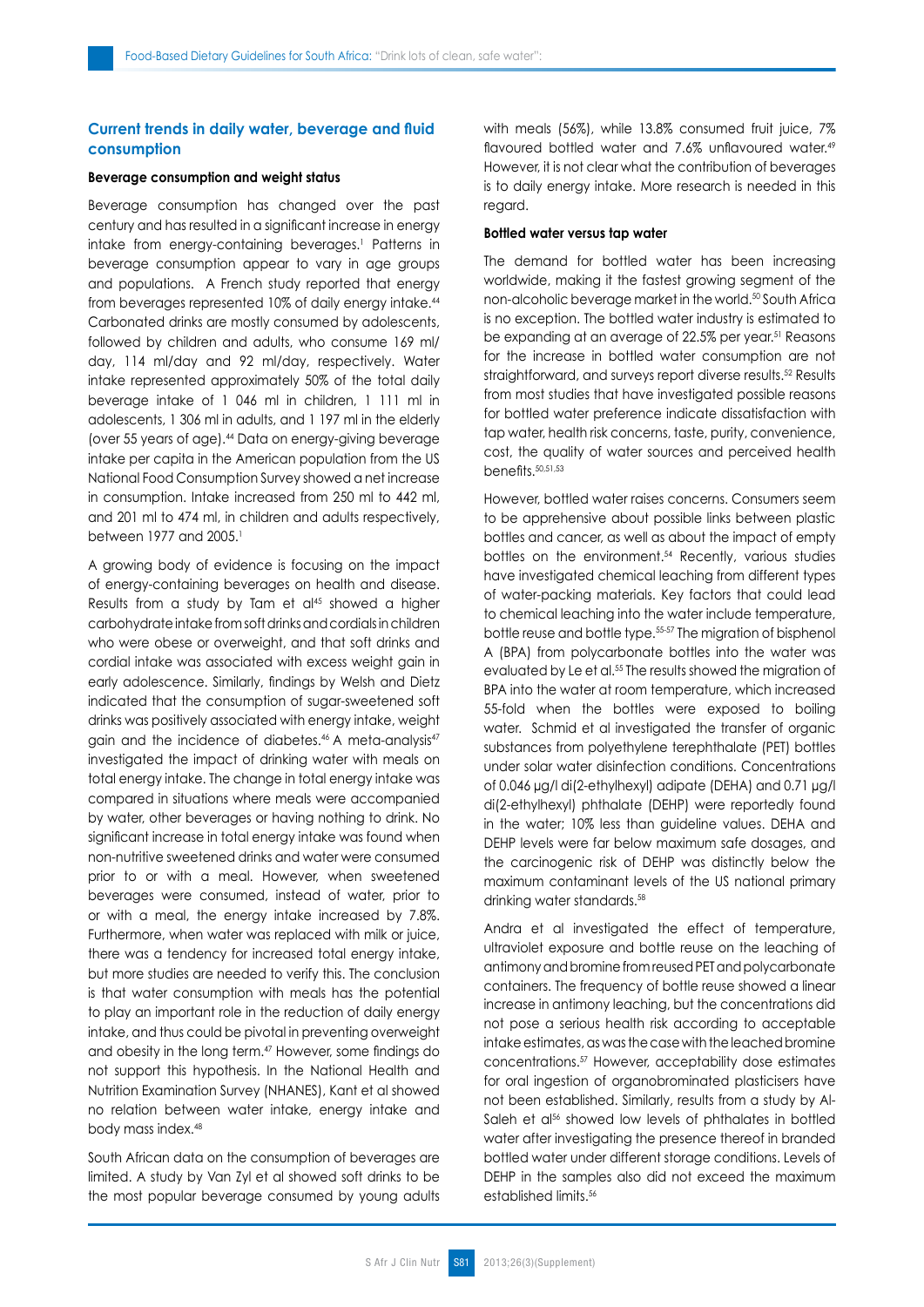## Current trends in daily water, beverage and fluid consumption

### Beverage consumption and weight status

Beverage consumption has changed over the past century and has resulted in a significant increase in energy intake from energy-containing beverages.[1] Patterns in beverage consumption appear to vary in age groups and populations. A French study reported that energy from beverages represented 10% of daily energy intake.[44] Carbonated drinks are mostly consumed by adolescents, followed by children and adults, who consume 169 ml/day, 114 ml/day and 92 ml/day, respectively. Water intake represented approximately 50% of the total daily beverage intake of 1 046 ml in children, 1 111 ml in adolescents, 1 306 ml in adults, and 1 197 ml in the elderly (over 55 years of age).[44] Data on energy-giving beverage intake per capita in the American population from the US National Food Consumption Survey showed a net increase in consumption. Intake increased from 250 ml to 442 ml, and 201 ml to 474 ml, in children and adults respectively, between 1977 and 2005.[1]

A growing body of evidence is focusing on the impact of energy-containing beverages on health and disease. Results from a study by Tam et al[45] showed a higher carbohydrate intake from soft drinks and cordials in children who were obese or overweight, and that soft drinks and cordial intake was associated with excess weight gain in early adolescence. Similarly, findings by Welsh and Dietz indicated that the consumption of sugar-sweetened soft drinks was positively associated with energy intake, weight gain and the incidence of diabetes.[46] A meta-analysis[47] investigated the impact of drinking water with meals on total energy intake. The change in total energy intake was compared in situations where meals were accompanied by water, other beverages or having nothing to drink. No significant increase in total energy intake was found when non-nutritive sweetened drinks and water were consumed prior to or with a meal. However, when sweetened beverages were consumed, instead of water, prior to or with a meal, the energy intake increased by 7.8%. Furthermore, when water was replaced with milk or juice, there was a tendency for increased total energy intake, but more studies are needed to verify this. The conclusion is that water consumption with meals has the potential to play an important role in the reduction of daily energy intake, and thus could be pivotal in preventing overweight and obesity in the long term.[47] However, some findings do not support this hypothesis. In the National Health and Nutrition Examination Survey (NHANES), Kant et al showed no relation between water intake, energy intake and body mass index.[48]

South African data on the consumption of beverages are limited. A study by Van Zyl et al showed soft drinks to be the most popular beverage consumed by young adults with meals (56%), while 13.8% consumed fruit juice, 7% flavoured bottled water and 7.6% unflavoured water.[49] However, it is not clear what the contribution of beverages is to daily energy intake. More research is needed in this regard.

### Bottled water versus tap water

The demand for bottled water has been increasing worldwide, making it the fastest growing segment of the non-alcoholic beverage market in the world.[50] South Africa is no exception. The bottled water industry is estimated to be expanding at an average of 22.5% per year.[51] Reasons for the increase in bottled water consumption are not straightforward, and surveys report diverse results.[52] Results from most studies that have investigated possible reasons for bottled water preference indicate dissatisfaction with tap water, health risk concerns, taste, purity, convenience, cost, the quality of water sources and perceived health benefits.[50,51,53]

However, bottled water raises concerns. Consumers seem to be apprehensive about possible links between plastic bottles and cancer, as well as about the impact of empty bottles on the environment.[54] Recently, various studies have investigated chemical leaching from different types of water-packing materials. Key factors that could lead to chemical leaching into the water include temperature, bottle reuse and bottle type.[55-57] The migration of bisphenol A (BPA) from polycarbonate bottles into the water was evaluated by Le et al.[55] The results showed the migration of BPA into the water at room temperature, which increased 55-fold when the bottles were exposed to boiling water. Schmid et al investigated the transfer of organic substances from polyethylene terephthalate (PET) bottles under solar water disinfection conditions. Concentrations of 0.046 µg/l di(2-ethylhexyl) adipate (DEHA) and 0.71 µg/l di(2-ethylhexyl) phthalate (DEHP) were reportedly found in the water; 10% less than guideline values. DEHA and DEHP levels were far below maximum safe dosages, and the carcinogenic risk of DEHP was distinctly below the maximum contaminant levels of the US national primary drinking water standards.[58]

Andra et al investigated the effect of temperature, ultraviolet exposure and bottle reuse on the leaching of antimony and bromine from reused PET and polycarbonate containers. The frequency of bottle reuse showed a linear increase in antimony leaching, but the concentrations did not pose a serious health risk according to acceptable intake estimates, as was the case with the leached bromine concentrations.[57] However, acceptability dose estimates for oral ingestion of organobrominated plasticisers have not been established. Similarly, results from a study by Al-Saleh et al[56] showed low levels of phthalates in bottled water after investigating the presence thereof in branded bottled water under different storage conditions. Levels of DEHP in the samples also did not exceed the maximum established limits.[56]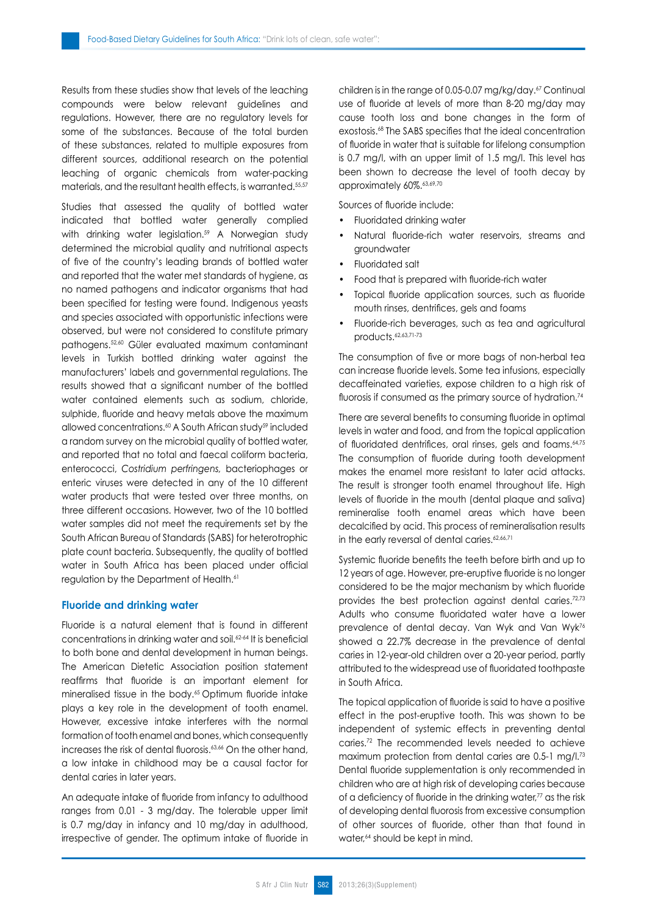Results from these studies show that levels of the leaching compounds were below relevant guidelines and regulations. However, there are no regulatory levels for some of the substances. Because of the total burden of these substances, related to multiple exposures from different sources, additional research on the potential leaching of organic chemicals from water-packing materials, and the resultant health effects, is warranted.[55,57]

Studies that assessed the quality of bottled water indicated that bottled water generally complied with drinking water legislation.[59] A Norwegian study determined the microbial quality and nutritional aspects of five of the country's leading brands of bottled water and reported that the water met standards of hygiene, as no named pathogens and indicator organisms that had been specified for testing were found. Indigenous yeasts and species associated with opportunistic infections were observed, but were not considered to constitute primary pathogens.[52,60] Güler evaluated maximum contaminant levels in Turkish bottled drinking water against the manufacturers' labels and governmental regulations. The results showed that a significant number of the bottled water contained elements such as sodium, chloride, sulphide, fluoride and heavy metals above the maximum allowed concentrations.[60] A South African study[59] included a random survey on the microbial quality of bottled water, and reported that no total and faecal coliform bacteria, enterococci, *Costridium perfringens*, bacteriophages or enteric viruses were detected in any of the 10 different water products that were tested over three months, on three different occasions. However, two of the 10 bottled water samples did not meet the requirements set by the South African Bureau of Standards (SABS) for heterotrophic plate count bacteria. Subsequently, the quality of bottled water in South Africa has been placed under official regulation by the Department of Health.[61]

## Fluoride and drinking water

Fluoride is a natural element that is found in different concentrations in drinking water and soil.[62-64] It is beneficial to both bone and dental development in human beings. The American Dietetic Association position statement reaffirms that fluoride is an important element for mineralised tissue in the body.[65] Optimum fluoride intake plays a key role in the development of tooth enamel. However, excessive intake interferes with the normal formation of tooth enamel and bones, which consequently increases the risk of dental fluorosis.[63,66] On the other hand, a low intake in childhood may be a causal factor for dental caries in later years.

An adequate intake of fluoride from infancy to adulthood ranges from 0.01 - 3 mg/day. The tolerable upper limit is 0.7 mg/day in infancy and 10 mg/day in adulthood, irrespective of gender. The optimum intake of fluoride in children is in the range of 0.05-0.07 mg/kg/day.[67] Continual use of fluoride at levels of more than 8-20 mg/day may cause tooth loss and bone changes in the form of exostosis.[68] The SABS specifies that the ideal concentration of fluoride in water that is suitable for lifelong consumption is 0.7 mg/l, with an upper limit of 1.5 mg/l. This level has been shown to decrease the level of tooth decay by approximately 60%.[63,69,70]

Sources of fluoride include:

- Fluoridated drinking water
- Natural fluoride-rich water reservoirs, streams and groundwater
- Fluoridated salt
- Food that is prepared with fluoride-rich water
- Topical fluoride application sources, such as fluoride mouth rinses, dentifrices, gels and foams
- Fluoride-rich beverages, such as tea and agricultural products.[62,63,71-73]

The consumption of five or more bags of non-herbal tea can increase fluoride levels. Some tea infusions, especially decaffeinated varieties, expose children to a high risk of fluorosis if consumed as the primary source of hydration.[74]

There are several benefits to consuming fluoride in optimal levels in water and food, and from the topical application of fluoridated dentrifices, oral rinses, gels and foams.[64,75] The consumption of fluoride during tooth development makes the enamel more resistant to later acid attacks. The result is stronger tooth enamel throughout life. High levels of fluoride in the mouth (dental plaque and saliva) remineralise tooth enamel areas which have been decalcified by acid. This process of remineralisation results in the early reversal of dental caries.[62,66,71]

Systemic fluoride benefits the teeth before birth and up to 12 years of age. However, pre-eruptive fluoride is no longer considered to be the major mechanism by which fluoride provides the best protection against dental caries.[72,73] Adults who consume fluoridated water have a lower prevalence of dental decay. Van Wyk and Van Wyk[76] showed a 22.7% decrease in the prevalence of dental caries in 12-year-old children over a 20-year period, partly attributed to the widespread use of fluoridated toothpaste in South Africa.

The topical application of fluoride is said to have a positive effect in the post-eruptive tooth. This was shown to be independent of systemic effects in preventing dental caries.[72] The recommended levels needed to achieve maximum protection from dental caries are 0.5-1 mg/l.[73] Dental fluoride supplementation is only recommended in children who are at high risk of developing caries because of a deficiency of fluoride in the drinking water,[77] as the risk of developing dental fluorosis from excessive consumption of other sources of fluoride, other than that found in water,[64] should be kept in mind.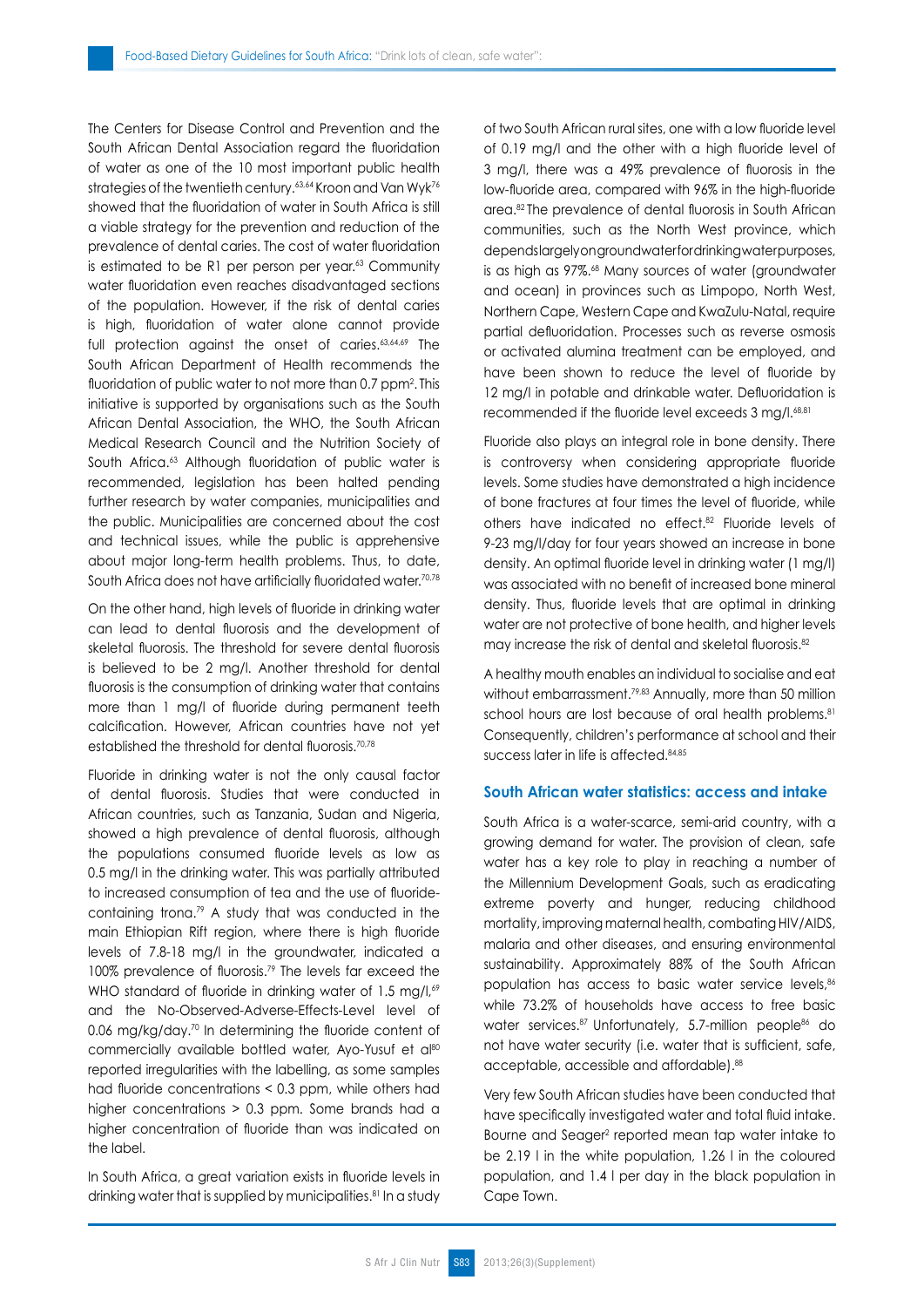The Centers for Disease Control and Prevention and the South African Dental Association regard the fluoridation of water as one of the 10 most important public health strategies of the twentieth century.[63,64] Kroon and Van Wyk[76] showed that the fluoridation of water in South Africa is still a viable strategy for the prevention and reduction of the prevalence of dental caries. The cost of water fluoridation is estimated to be R1 per person per year.[63] Community water fluoridation even reaches disadvantaged sections of the population. However, if the risk of dental caries is high, fluoridation of water alone cannot provide full protection against the onset of caries.[63,64,69] The South African Department of Health recommends the fluoridation of public water to not more than 0.7 ppm[2]. This initiative is supported by organisations such as the South African Dental Association, the WHO, the South African Medical Research Council and the Nutrition Society of South Africa.[63] Although fluoridation of public water is recommended, legislation has been halted pending further research by water companies, municipalities and the public. Municipalities are concerned about the cost and technical issues, while the public is apprehensive about major long-term health problems. Thus, to date, South Africa does not have artificially fluoridated water.[70,78]

On the other hand, high levels of fluoride in drinking water can lead to dental fluorosis and the development of skeletal fluorosis. The threshold for severe dental fluorosis is believed to be 2 mg/l. Another threshold for dental fluorosis is the consumption of drinking water that contains more than 1 mg/l of fluoride during permanent teeth calcification. However, African countries have not yet established the threshold for dental fluorosis.[70,78]

Fluoride in drinking water is not the only causal factor of dental fluorosis. Studies that were conducted in African countries, such as Tanzania, Sudan and Nigeria, showed a high prevalence of dental fluorosis, although the populations consumed fluoride levels as low as 0.5 mg/l in the drinking water. This was partially attributed to increased consumption of tea and the use of fluoride-containing trona.[79] A study that was conducted in the main Ethiopian Rift region, where there is high fluoride levels of 7.8-18 mg/l in the groundwater, indicated a 100% prevalence of fluorosis.[79] The levels far exceed the WHO standard of fluoride in drinking water of 1.5 mg/l,[69] and the No-Observed-Adverse-Effects-Level level of 0.06 mg/kg/day.[70] In determining the fluoride content of commercially available bottled water, Ayo-Yusuf et al[80] reported irregularities with the labelling, as some samples had fluoride concentrations < 0.3 ppm, while others had higher concentrations > 0.3 ppm. Some brands had a higher concentration of fluoride than was indicated on the label.

In South Africa, a great variation exists in fluoride levels in drinking water that is supplied by municipalities.[81] In a study of two South African rural sites, one with a low fluoride level of 0.19 mg/l and the other with a high fluoride level of 3 mg/l, there was a 49% prevalence of fluorosis in the low-fluoride area, compared with 96% in the high-fluoride area.[82] The prevalence of dental fluorosis in South African communities, such as the North West province, which depends largely on groundwater for drinking water purposes, is as high as 97%.[68] Many sources of water (groundwater and ocean) in provinces such as Limpopo, North West, Northern Cape, Western Cape and KwaZulu-Natal, require partial defluoridation. Processes such as reverse osmosis or activated alumina treatment can be employed, and have been shown to reduce the level of fluoride by 12 mg/l in potable and drinkable water. Defluoridation is recommended if the fluoride level exceeds 3 mg/l.[68,81]

Fluoride also plays an integral role in bone density. There is controversy when considering appropriate fluoride levels. Some studies have demonstrated a high incidence of bone fractures at four times the level of fluoride, while others have indicated no effect.[82] Fluoride levels of 9-23 mg/l/day for four years showed an increase in bone density. An optimal fluoride level in drinking water (1 mg/l) was associated with no benefit of increased bone mineral density. Thus, fluoride levels that are optimal in drinking water are not protective of bone health, and higher levels may increase the risk of dental and skeletal fluorosis.[82]

A healthy mouth enables an individual to socialise and eat without embarrassment.[79,83] Annually, more than 50 million school hours are lost because of oral health problems.[81] Consequently, children's performance at school and their success later in life is affected.[84,85]

## South African water statistics: access and intake

South Africa is a water-scarce, semi-arid country, with a growing demand for water. The provision of clean, safe water has a key role to play in reaching a number of the Millennium Development Goals, such as eradicating extreme poverty and hunger, reducing childhood mortality, improving maternal health, combating HIV/AIDS, malaria and other diseases, and ensuring environmental sustainability. Approximately 88% of the South African population has access to basic water service levels,[86] while 73.2% of households have access to free basic water services.[87] Unfortunately, 5.7-million people[86] do not have water security (i.e. water that is sufficient, safe, acceptable, accessible and affordable).[88]

Very few South African studies have been conducted that have specifically investigated water and total fluid intake. Bourne and Seager[2] reported mean tap water intake to be 2.19 l in the white population, 1.26 l in the coloured population, and 1.4 l per day in the black population in Cape Town.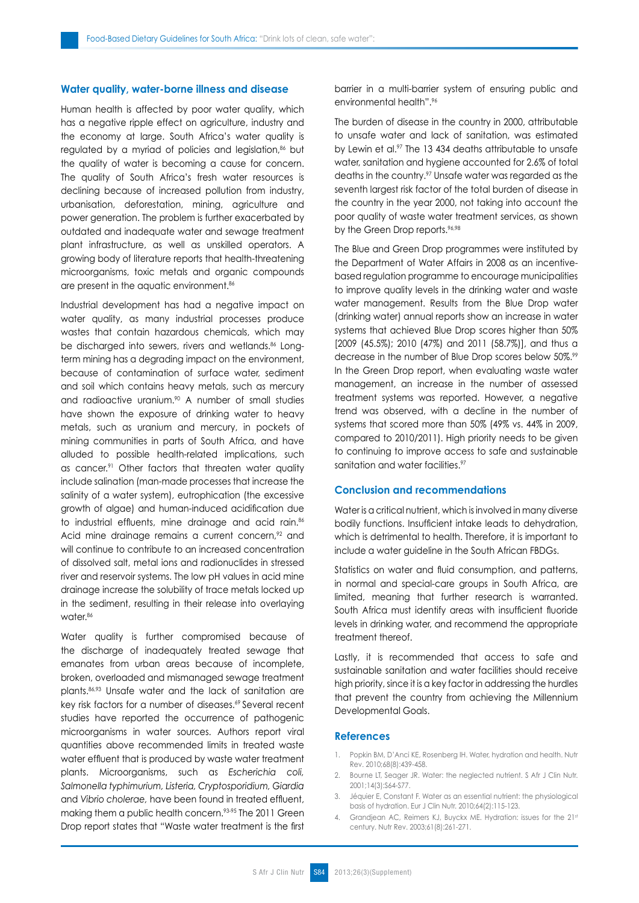## Water quality, water-borne illness and disease

Human health is affected by poor water quality, which has a negative ripple effect on agriculture, industry and the economy at large. South Africa's water quality is regulated by a myriad of policies and legislation,[86] but the quality of water is becoming a cause for concern. The quality of South Africa's fresh water resources is declining because of increased pollution from industry, urbanisation, deforestation, mining, agriculture and power generation. The problem is further exacerbated by outdated and inadequate water and sewage treatment plant infrastructure, as well as unskilled operators. A growing body of literature reports that health-threatening microorganisms, toxic metals and organic compounds are present in the aquatic environment.[86]

Industrial development has had a negative impact on water quality, as many industrial processes produce wastes that contain hazardous chemicals, which may be discharged into sewers, rivers and wetlands.[86] Long-term mining has a degrading impact on the environment, because of contamination of surface water, sediment and soil which contains heavy metals, such as mercury and radioactive uranium.[90] A number of small studies have shown the exposure of drinking water to heavy metals, such as uranium and mercury, in pockets of mining communities in parts of South Africa, and have alluded to possible health-related implications, such as cancer.[91] Other factors that threaten water quality include salination (man-made processes that increase the salinity of a water system), eutrophication (the excessive growth of algae) and human-induced acidification due to industrial effluents, mine drainage and acid rain.[86] Acid mine drainage remains a current concern,[92] and will continue to contribute to an increased concentration of dissolved salt, metal ions and radionuclides in stressed river and reservoir systems. The low pH values in acid mine drainage increase the solubility of trace metals locked up in the sediment, resulting in their release into overlaying water.[86]

Water quality is further compromised because of the discharge of inadequately treated sewage that emanates from urban areas because of incomplete, broken, overloaded and mismanaged sewage treatment plants.[86,93] Unsafe water and the lack of sanitation are key risk factors for a number of diseases.[69] Several recent studies have reported the occurrence of pathogenic microorganisms in water sources. Authors report viral quantities above recommended limits in treated waste water effluent that is produced by waste water treatment plants. Microorganisms, such as *Escherichia coli*, *Salmonella typhimurium*, *Listeria*, *Cryptosporidium*, *Giardia* and *Vibrio cholerae*, have been found in treated effluent, making them a public health concern.[93-95] The 2011 Green Drop report states that "Waste water treatment is the first barrier in a multi-barrier system of ensuring public and environmental health".[96]

The burden of disease in the country in 2000, attributable to unsafe water and lack of sanitation, was estimated by Lewin et al.[97] The 13 434 deaths attributable to unsafe water, sanitation and hygiene accounted for 2.6% of total deaths in the country.[97] Unsafe water was regarded as the seventh largest risk factor of the total burden of disease in the country in the year 2000, not taking into account the poor quality of waste water treatment services, as shown by the Green Drop reports.[96,98]

The Blue and Green Drop programmes were instituted by the Department of Water Affairs in 2008 as an incentive-based regulation programme to encourage municipalities to improve quality levels in the drinking water and waste water management. Results from the Blue Drop water (drinking water) annual reports show an increase in water systems that achieved Blue Drop scores higher than 50% [2009 (45.5%); 2010 (47%) and 2011 (58.7%)], and thus a decrease in the number of Blue Drop scores below 50%.[99] In the Green Drop report, when evaluating waste water management, an increase in the number of assessed treatment systems was reported. However, a negative trend was observed, with a decline in the number of systems that scored more than 50% (49% vs. 44% in 2009, compared to 2010/2011). High priority needs to be given to continuing to improve access to safe and sustainable sanitation and water facilities.[97]

## Conclusion and recommendations

Water is a critical nutrient, which is involved in many diverse bodily functions. Insufficient intake leads to dehydration, which is detrimental to health. Therefore, it is important to include a water guideline in the South African FBDGs.

Statistics on water and fluid consumption, and patterns, in normal and special-care groups in South Africa, are limited, meaning that further research is warranted. South Africa must identify areas with insufficient fluoride levels in drinking water, and recommend the appropriate treatment thereof.

Lastly, it is recommended that access to safe and sustainable sanitation and water facilities should receive high priority, since it is a key factor in addressing the hurdles that prevent the country from achieving the Millennium Developmental Goals.

## References

1. Popkin BM, D'Anci KE, Rosenberg IH. Water, hydration and health. Nutr Rev. 2010;68(8):439-458.
2. Bourne LT, Seager JR. Water: the neglected nutrient. S Afr J Clin Nutr. 2001;14(3):S64-S77.
3. Jéquier E, Constant F. Water as an essential nutrient: the physiological basis of hydration. Eur J Clin Nutr. 2010;64(2):115-123.
4. Grandjean AC, Reimers KJ, Buyckx ME. Hydration: issues for the 21st century. Nutr Rev. 2003;61(8):261-271.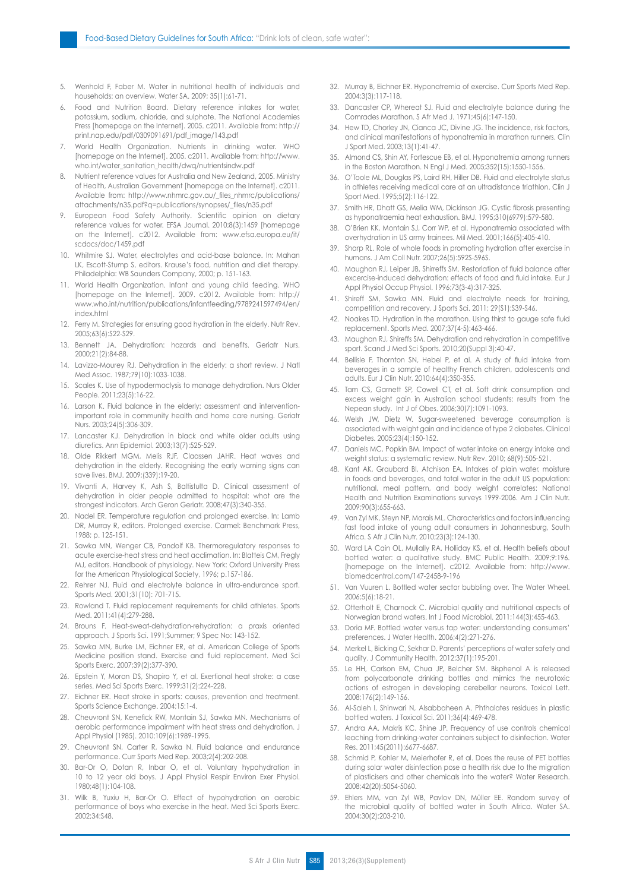5. Wenhold F, Faber M. Water in nutritional health of individuals and households: an overview. Water SA. 2009; 35(1):61-71.
6. Food and Nutrition Board. Dietary reference intakes for water, potassium, sodium, chloride, and sulphate. The National Academies Press [homepage on the Internet]. 2005. c2011. Available from: http://print.nap.edu/pdf/0309091691/pdf_image/143.pdf
7. World Health Organization. Nutrients in drinking water. WHO [homepage on the Internet]. 2005. c2011. Available from: http://www.who.int/water_sanitation_health/dwq/nutrientsindw.pdf
8. Nutrient reference values for Australia and New Zealand. 2005. Ministry of Health, Australian Government [homepage on the Internet]. c2011. Available from: http://www.nhmrc.gov.au/_files_nhmrc/publications/attachments/n35.pdf?q=publications/synopses/_files/n35.pdf
9. European Food Safety Authority. Scientific opinion on dietary reference values for water. EFSA Journal. 2010;8(3):1459 [homepage on the Internet]. c2012. Available from: www.efsa.europa.eu/it/scdocs/doc/1459.pdf
10. Whitmire SJ. Water, electrolytes and acid-base balance. In: Mahan LK, Escott-Stump S, editors. Krause's food, nutrition and diet therapy. Philadelphia: WB Saunders Company, 2000; p. 151-163.
11. World Health Organization. Infant and young child feeding. WHO [homepage on the Internet]. 2009. c2012. Available from: http://www.who.int/nutrition/publications/infantfeeding/9789241597494/en/index.html
12. Ferry M. Strategies for ensuring good hydration in the elderly. Nutr Rev. 2005;63(6):S22-S29.
13. Bennett JA. Dehydration: hazards and benefits. Geriatr Nurs. 2000;21(2):84-88.
14. Lavizzo-Mourey RJ. Dehydration in the elderly: a short review. J Natl Med Assoc. 1987;79(10):1033-1038.
15. Scales K. Use of hypodermoclysis to manage dehydration. Nurs Older People. 2011;23(5):16-22.
16. Larson K. Fluid balance in the elderly: assessment and intervention-important role in community health and home care nursing. Geriatr Nurs. 2003;24(5):306-309.
17. Lancaster KJ. Dehydration in black and white older adults using diuretics. Ann Epidemiol. 2003;13(7):525-529.
18. Olde Rikkert MGM, Melis RJF, Claassen JAHR. Heat waves and dehydration in the elderly. Recognising the early warning signs can save lives. BMJ. 2009;(339):19-20.
19. Vivanti A, Harvey K, Ash S, Baltistulta D. Clinical assessment of dehydration in older people admitted to hospital: what are the strongest indicators. Arch Geron Geriatr. 2008;47(3):340-355.
20. Nadel ER. Temperature regulation and prolonged exercise. In: Lamb DR, Murray R, editors. Prolonged exercise. Carmel: Benchmark Press, 1988; p. 125-151.
21. Sawka MN, Wenger CB, Pandolf KB. Thermoregulatory responses to acute exercise-heat stress and heat acclimation. In: Blatteis CM, Fregly MJ, editors. Handbook of physiology. New York: Oxford University Press for the American Physiological Society, 1996; p.157-186.
22. Rehrer NJ. Fluid and electrolyte balance in ultra-endurance sport. Sports Med. 2001;31(10): 701-715.
23. Rowland T. Fluid replacement requirements for child athletes. Sports Med. 2011;41(4):279-288.
24. Brouns F. Heat-sweat-dehydration-rehydration: a praxis oriented approach. J Sports Sci. 1991;Summer; 9 Spec No: 143-152.
25. Sawka MN, Burke LM, Eichner ER, et al. American College of Sports Medicine position stand. Exercise and fluid replacement. Med Sci Sports Exerc. 2007;39(2):377-390.
26. Epstein Y, Moran DS, Shapiro Y, et al. Exertional heat stroke: a case series. Med Sci Sports Exerc. 1999;31(2):224-228.
27. Eichner ER. Heat stroke in sports: causes, prevention and treatment. Sports Science Exchange. 2004;15:1-4.
28. Cheuvront SN, Kenefick RW, Montain SJ, Sawka MN. Mechanisms of aerobic performance impairment with heat stress and dehydration. J Appl Physiol (1985). 2010;109(6):1989-1995.
29. Cheuvront SN, Carter R, Sawka N. Fluid balance and endurance performance. Curr Sports Med Rep. 2003;2(4):202-208.
30. Bar-Or O, Dotan R, Inbar O, et al. Voluntary hypohydration in 10 to 12 year old boys. J Appl Physiol Respir Environ Exer Physiol. 1980;48(1):104-108.
31. Wilk B, Yuxiu H, Bar-Or O. Effect of hypohydration on aerobic performance of boys who exercise in the heat. Med Sci Sports Exerc. 2002;34:S48.
32. Murray B, Eichner ER. Hyponatremia of exercise. Curr Sports Med Rep. 2004;3(3):117-118.
33. Dancaster CP, Whereat SJ. Fluid and electrolyte balance during the Comrades Marathon. S Afr Med J. 1971;45(6):147-150.
34. Hew TD, Chorley JN, Cianca JC, Divine JG. The incidence, risk factors, and clinical manifestations of hyponatremia in marathon runners. Clin J Sport Med. 2003;13(1):41-47.
35. Almond CS, Shin AY, Fortescue EB, et al. Hyponatremia among runners in the Boston Marathon. N Engl J Med. 2005;352(15):1550-1556.
36. O'Toole ML, Douglas PS, Laird RH, Hiller DB. Fluid and electrolyte status in athletes receiving medical care at an ultradistance triathlon. Clin J Sport Med. 1995;5(2):116-122.
37. Smith HR, Dhatt GS, Melia WM, Dickinson JG. Cystic fibrosis presenting as hyponatraemia heat exhaustion. BMJ. 1995;310(6979):579-580.
38. O'Brien KK, Montain SJ, Corr WP, et al. Hyponatremia associated with overhydration in US army trainees. Mil Med. 2001;166(5):405-410.
39. Sharp RL. Role of whole foods in promoting hydration after exercise in humans. J Am Coll Nutr. 2007;26(5):592S-596S.
40. Maughan RJ, Leiper JB, Shirreffs SM. Restoration of fluid balance after excercise-induced dehydration: effects of food and fluid intake. Eur J Appl Physiol Occup Physiol. 1996;73(3-4):317-325.
41. Shireff SM, Sawka MN. Fluid and electrolyte needs for training, competition and recovery. J Sports Sci. 2011; 29(S1):S39-S46.
42. Noakes TD. Hydration in the marathon. Using thirst to gauge safe fluid replacement. Sports Med. 2007;37(4-5):463-466.
43. Maughan RJ, Shireffs SM. Dehydration and rehydration in competitive sport. Scand J Med Sci Sports. 2010;20(Suppl 3):40-47.
44. Bellisle F, Thornton SN, Hebel P, et al. A study of fluid intake from beverages in a sample of healthy French children, adolescents and adults. Eur J Clin Nutr. 2010;64(4):350-355.
45. Tam CS, Garnett SP, Cowell CT, et al. Soft drink consumption and excess weight gain in Australian school students: results from the Nepean study. Int J of Obes. 2006;30(7):1091-1093.
46. Welsh JW, Dietz W. Sugar-sweetened beverage consumption is associated with weight gain and incidence of type 2 diabetes. Clinical Diabetes. 2005;23(4):150-152.
47. Daniels MC, Popkin BM. Impact of water intake on energy intake and weight status: a systematic review. Nutr Rev. 2010; 68(9):505-521.
48. Kant AK, Graubard BI, Atchison EA. Intakes of plain water, moisture in foods and beverages, and total water in the adult US population: nutritional, meal pattern, and body weight correlates: National Health and Nutrition Examinations surveys 1999-2006. Am J Clin Nutr. 2009;90(3):655-663.
49. Van Zyl MK, Steyn NP, Marais ML. Characteristics and factors influencing fast food intake of young adult consumers in Johannesburg, South Africa. S Afr J Clin Nutr. 2010;23(3):124-130.
50. Ward LA Cain OL, Mullally RA, Holliday KS, et al. Health beliefs about bottled water: a qualitative study. BMC Public Health. 2009;9:196. [homepage on the Internet]. c2012. Available from: http://www.biomedcentral.com/147-2458-9-196
51. Van Vuuren L. Bottled water sector bubbling over. The Water Wheel. 2006;5(6):18-21.
52. Otterholt E, Charnock C. Microbial quality and nutritional aspects of Norwegian brand waters. Int J Food Microbiol. 2011;144(3):455-463.
53. Doria MF. Bottled water versus tap water: understanding consumers' preferences. J Water Health. 2006;4(2):271-276.
54. Merkel L, Bicking C, Sekhar D. Parents' perceptions of water safety and quality. J Community Health. 2012;37(1):195-201.
55. Le HH, Carlson EM, Chua JP, Belcher SM. Bisphenol A is released from polycarbonate drinking bottles and mimics the neurotoxic actions of estrogen in developing cerebellar neurons. Toxicol Lett. 2008;176(2):149-156.
56. Al-Saleh I, Shinwari N, Alsabbaheen A. Phthalates residues in plastic bottled waters. J Toxicol Sci. 2011;36(4):469-478.
57. Andra AA, Makris KC, Shine JP. Frequency of use controls chemical leaching from drinking-water containers subject to disinfection. Water Res. 2011;45(2011):6677-6687.
58. Schmid P, Kohler M, Meierhofer R, et al. Does the reuse of PET bottles during solar water disinfection pose a health risk due to the migration of plasticisers and other chemicals into the water? Water Research. 2008;42(20):5054-5060.
59. Ehlers MM, van Zyl WB, Pavlov DN, Müller EE. Random survey of the microbial quality of bottled water in South Africa. Water SA. 2004;30(2):203-210.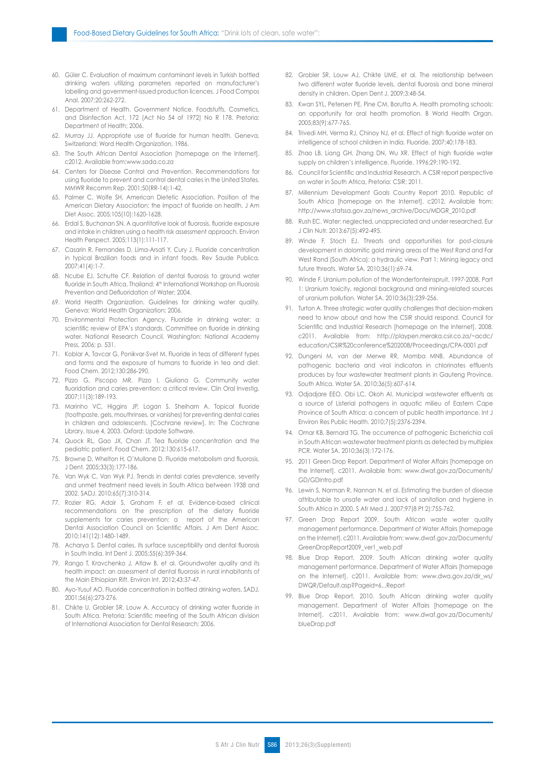60. Güler C. Evaluation of maximum contaminant levels in Turkish bottled drinking waters utilizing parameters reported on manufacturer's labelling and government-issued production licences. J Food Compos Anal. 2007;20:262-272.
61. Department of Health. Government Notice. Foodstuffs, Cosmetics, and Disinfection Act, 172 (Act No 54 of 1972) No R 178. Pretoria: Department of Health; 2006.
62. Murray JJ. Appropriate use of fluoride for human health. Geneva, Switzerland: Word Health Organization, 1986.
63. The South African Dental Association [homepage on the Internet]. c2012. Available from:www.sada.co.za
64. Centers for Disease Control and Prevention. Recommendations for using fluoride to prevent and control dental caries in the United States. MMWR Recomm Rep. 2001;50(RR-14):1-42.
65. Palmer C, Wolfe SH, American Dietetic Association. Position of the American Dietary Association: the impact of fluoride on health. J Am Diet Assoc. 2005;105(10):1620-1628.
66. Erdal S, Buchanan SN. A quantitative look at fluorosis, fluoride exposure and intake in children using a health risk assessment approach. Environ Health Perspect. 2005;113(1):111-117.
67. Casarin R, Fernandes D, Lima-Arsati Y, Cury J. Fluoride concentration in typical Brazilian foods and in infant foods. Rev Saude Publica. 2007;41(4):1-7.
68. Ncube EJ, Schutte CF. Relation of dental fluorosis to ground water fluoride in South Africa. Thailand: 4th International Workshop on Fluorosis Prevention and Defluoridation of Water; 2004.
69. World Health Organization. Guidelines for drinking water quality. Geneva: World Health Organization; 2006.
70. Environmental Protection Agency. Fluoride in drinking water: a scientific review of EPA's standards. Committee on fluoride in drinking water. National Research Council. Washington: National Academy Press, 2006; p. 531.
71. Koblar A, Tavcar G, Ponikvar-Svet M. Fluoride in teas of different types and forms and the exposure of humans to fluoride in tea and diet. Food Chem. 2012;130:286-290.
72. Pizzo G, Piscopo MR, Pizzo I, Giuliana G. Community water fluoridation and caries prevention: a critical review. Clin Oral Investig. 2007;11(3):189-193.
73. Marinho VC, Higgins JP, Logan S, Sheiham A. Topical fluoride (toothpaste, gels, mouthrinses, or vanishes) for preventing dental caries in children and adolescents. [Cochrane review]. In: The Cochrane Library, Issue 4, 2003. Oxford: Update Software.
74. Quock RL, Gao JX, Chan JT. Tea fluoride concentration and the pediatric patient. Food Chem. 2012;130:615-617.
75. Browne D, Whelton H, O'Mullane D. Fluoride metabolism and fluorosis. J Dent. 2005;33(3):177-186.
76. Van Wyk C, Van Wyk PJ. Trends in dental caries prevalence, severity and unmet treatment need levels in South Africa between 1938 and 2002. SADJ. 2010;65(7):310-314.
77. Rozier RG, Adair S, Graham F, et al. Evidence-based clinical recommendations on the prescription of the dietary fluoride supplements for caries prevention: a report of the American Dental Association Council on Scientific Affairs. J Am Dent Assoc. 2010;141(12):1480-1489.
78. Acharya S. Dental caries, its surface susceptibility and dental fluorosis in South India. Int Dent J. 2005;55(6):359-364.
79. Rango T, Kravchenko J, Atlaw B, et al. Groundwater quality and its health impact: an assessment of dental fluorosis in rural inhabitants of the Main Ethiopian Rift. Environ Int. 2012;43:37-47.
80. Ayo-Yusuf AO. Fluoride concentration in bottled drinking waters. SADJ. 2001;56(6):273-276.
81. Chikte U, Grobler SR, Louw A. Accuracy of drinking water fluoride in South Africa. Pretoria: Scientific meeting of the South African division of International Association for Dental Research; 2006.
82. Grobler SR, Louw AJ, Chikte UME, et al. The relationship between two different water fluoride levels, dental fluorosis and bone mineral density in children. Open Dent J. 2009;3:48-54.
83. Kwan SYL, Petersen PE, Pine CM, Borutta A. Health promoting schools: an opportunity for oral health promotion. B World Health Organ. 2005;83(9):677-765.
84. Trivedi MH, Verma RJ, Chinoy NJ, et al. Effect of high fluoride water on intelligence of school children in India. Fluoride. 2007;40:178-183.
85. Zhao LB, Liang GH, Zhang DN, Wu XR. Effect of high fluoride water supply on children's intelligence. Fluoride. 1996;29:190-192.
86. Council for Scientific and Industrial Research. A CSIR report perspective on water in South Africa, Pretoria: CSIR; 2011.
87. Millennium Development Goals Country Report 2010. Republic of South Africa [homepage on the Internet]. c2012. Available from: http://www.statssa.gov.za/news_archive/Docs/MDGR_2010.pdf
88. Rush EC. Water: neglected, unappreciated and under researched. Eur J Clin Nutr. 2013;67(5):492-495.
89. Winde F, Stoch EJ. Threats and opportunities for post-closure development in dolomitic gold mining areas of the West Rand and Far West Rand (South Africa): a hydraulic view. Part 1: Mining legacy and future threats. Water SA. 2010;36(1):69-74.
90. Winde F. Uranium pollution of the Wonderfonteinspruit, 1997-2008. Part 1: Uranium toxicity, regional background and mining-related sources of uranium pollution. Water SA. 2010:36(3):239-256.
91. Turton A. Three strategic water quality challenges that decision-makers need to know about and how the CSIR should respond. Council for Scientific and Industrial Research [homepage on the Internet]. 2008. c2011. Available from: http://playpen.meraka.csir.co.za/~acdc/education/CSIR%20conference%202008/Proceedings/CPA-0001.pdf
92. Dungeni M, van der Merwe RR, Momba MNB. Abundance of pathogenic bacteria and viral indicators in chlorinates effluents produces by four wastewater treatment plants in Gauteng Province, South Africa. Water SA. 2010;36(5):607-614.
93. Odjadjare EEO, Obi LC, Okoh AI. Municipal wastewater effluents as a source of Listerial pathogens in aquatic milieu of Eastern Cape Province of South Africa: a concern of public health importance. Int J Environ Res Public Health. 2010;7(5):2376-2394.
94. Omar KB, Bernard TG. The occurrence of pathogenic Escherichia coli in South African wastewater treatment plants as detected by multiplex PCR. Water SA. 2010;36(3):172-176.
95. 2011 Green Drop Report. Department of Water Affairs [homepage on the Internet]. c2011. Available from: www.dwaf.gov.za/Documents/GD/GDIntro.pdf
96. Lewin S, Norman R, Nannan N, et al. Estimating the burden of disease attributable to unsafe water and lack of sanitation and hygiene in South Africa in 2000. S Afr Med J. 2007;97(8 Pt 2):755-762.
97. Green Drop Report 2009. South African waste water quality management performance. Department of Water Affairs [homepage on the Internet]. c2011. Available from: www.dwaf.gov.za/Documents/GreenDropReport2009_ver1_web.pdf
98. Blue Drop Report, 2009. South African drinking water quality management performance. Department of Water Affairs [homepage on the Internet]. c2011. Available from: www.dwa.gov.za/dir_ws/DWQR/Default.asp?Pageid=6...Report
99. Blue Drop Report, 2010. South African drinking water quality management. Department of Water Affairs [homepage on the Internet]. c2011. Available from: www.dwaf.gov.za/Documents/blueDrop.pdf